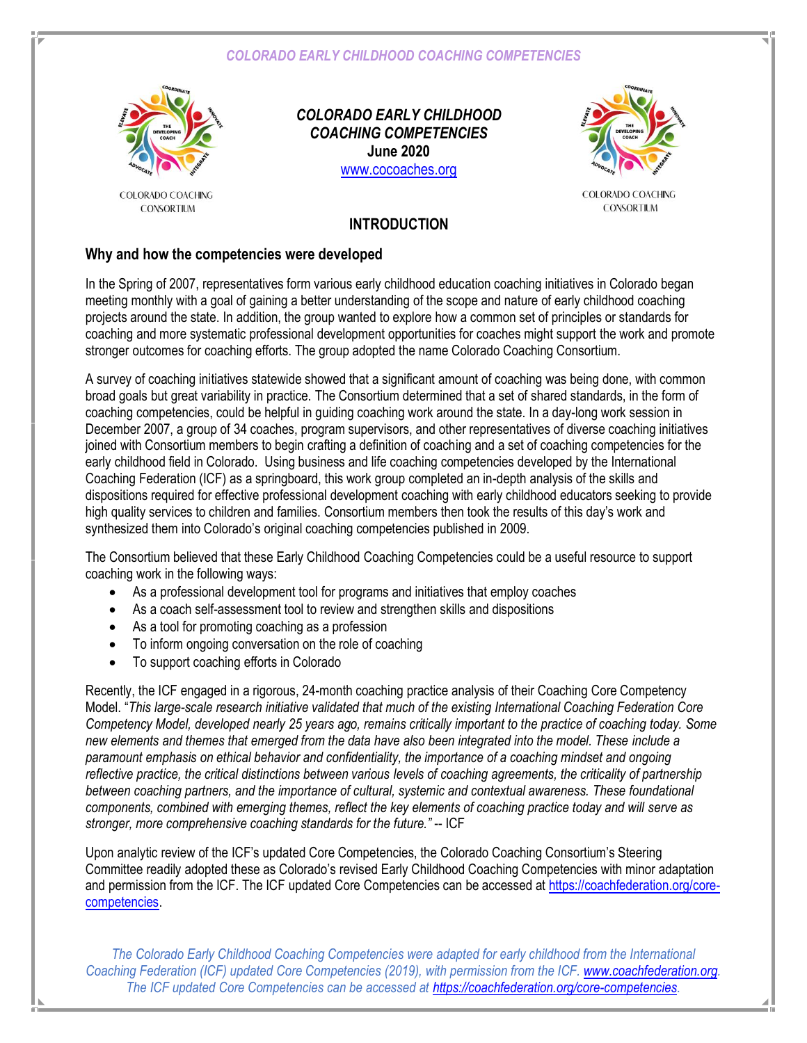# COLORADO EARLY CHILDHOOD COACHING COMPETENCIES

**June 2020**

www.cocoaches.org

COLORADO COACHING CONSORTIUM

## INTRODUCTION

### Why and how the competencies were developed

In the Spring of 2007, representatives form various early childhood education coaching initiatives in Colorado began meeting monthly with a goal of gaining a better understanding of the scope and nature of early childhood coaching projects around the state. In addition, the group wanted to explore how a common set of principles or standards for coaching and more systematic professional development opportunities for coaches might support the work and promote stronger outcomes for coaching efforts. The group adopted the name Colorado Coaching Consortium.

A survey of coaching initiatives statewide showed that a significant amount of coaching was being done, with common broad goals but great variability in practice. The Consortium determined that a set of shared standards, in the form of coaching competencies, could be helpful in guiding coaching work around the state. In a day-long work session in December 2007, a group of 34 coaches, program supervisors, and other representatives of diverse coaching initiatives joined with Consortium members to begin crafting a definition of coaching and a set of coaching competencies for the early childhood field in Colorado. Using business and life coaching competencies developed by the International Coaching Federation (ICF) as a springboard, this work group completed an in-depth analysis of the skills and dispositions required for effective professional development coaching with early childhood educators seeking to provide high quality services to children and families. Consortium members then took the results of this day's work and synthesized them into Colorado's original coaching competencies published in 2009.

The Consortium believed that these Early Childhood Coaching Competencies could be a useful resource to support coaching work in the following ways:

- As a professional development tool for programs and initiatives that employ coaches
- As a coach self-assessment tool to review and strengthen skills and dispositions
- As a tool for promoting coaching as a profession
- To inform ongoing conversation on the role of coaching
- To support coaching efforts in Colorado

Recently, the ICF engaged in a rigorous, 24-month coaching practice analysis of their Coaching Core Competency Model. "*This large-scale research initiative validated that much of the existing International Coaching Federation Core Competency Model, developed nearly 25 years ago, remains critically important to the practice of coaching today. Some new elements and themes that emerged from the data have also been integrated into the model. These include a paramount emphasis on ethical behavior and confidentiality, the importance of a coaching mindset and ongoing reflective practice, the critical distinctions between various levels of coaching agreements, the criticality of partnership between coaching partners, and the importance of cultural, systemic and contextual awareness. These foundational components, combined with emerging themes, reflect the key elements of coaching practice today and will serve as stronger, more comprehensive coaching standards for the future.*" -- ICF

Upon analytic review of the ICF's updated Core Competencies, the Colorado Coaching Consortium's Steering Committee readily adopted these as Colorado's revised Early Childhood Coaching Competencies with minor adaptation and permission from the ICF. The ICF updated Core Competencies can be accessed at https://coachfederation.org/core-competencies.

*The Colorado Early Childhood Coaching Competencies were adapted for early childhood from the International Coaching Federation (ICF) updated Core Competencies (2019), with permission from the ICF. www.coachfederation.org. The ICF updated Core Competencies can be accessed at https://coachfederation.org/core-competencies.*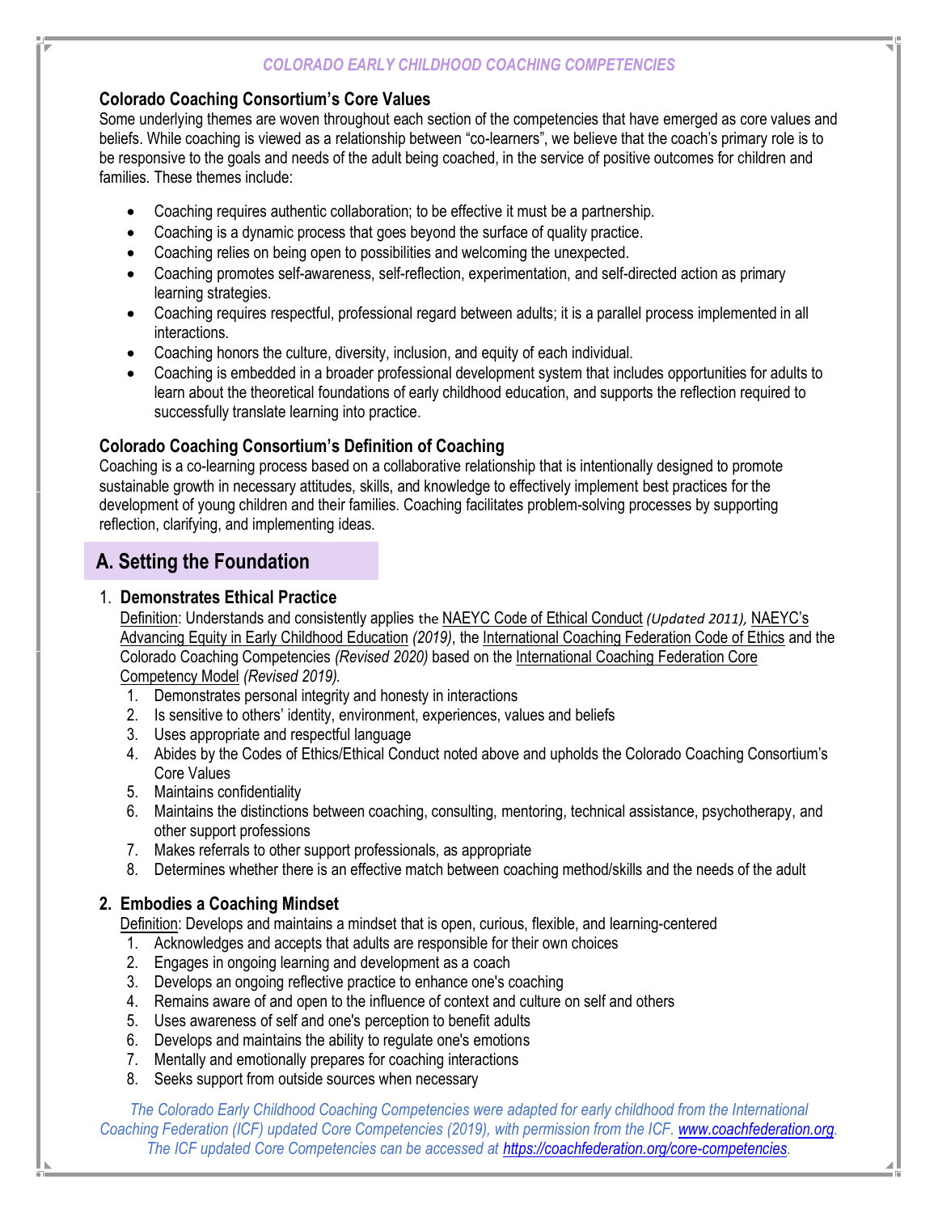### Colorado Coaching Consortium's Core Values

Some underlying themes are woven throughout each section of the competencies that have emerged as core values and beliefs. While coaching is viewed as a relationship between "co-learners", we believe that the coach's primary role is to be responsive to the goals and needs of the adult being coached, in the service of positive outcomes for children and families. These themes include:

- Coaching requires authentic collaboration; to be effective it must be a partnership.
- Coaching is a dynamic process that goes beyond the surface of quality practice.
- Coaching relies on being open to possibilities and welcoming the unexpected.
- Coaching promotes self-awareness, self-reflection, experimentation, and self-directed action as primary learning strategies.
- Coaching requires respectful, professional regard between adults; it is a parallel process implemented in all interactions.
- Coaching honors the culture, diversity, inclusion, and equity of each individual.
- Coaching is embedded in a broader professional development system that includes opportunities for adults to learn about the theoretical foundations of early childhood education, and supports the reflection required to successfully translate learning into practice.

### Colorado Coaching Consortium's Definition of Coaching

Coaching is a co-learning process based on a collaborative relationship that is intentionally designed to promote sustainable growth in necessary attitudes, skills, and knowledge to effectively implement best practices for the development of young children and their families. Coaching facilitates problem-solving processes by supporting reflection, clarifying, and implementing ideas.

## A. Setting the Foundation

### 1. Demonstrates Ethical Practice

Definition: Understands and consistently applies the NAEYC Code of Ethical Conduct *(Updated 2011),* NAEYC's Advancing Equity in Early Childhood Education *(2019)*, the International Coaching Federation Code of Ethics and the Colorado Coaching Competencies *(Revised 2020)* based on the International Coaching Federation Core Competency Model *(Revised 2019).*

1. Demonstrates personal integrity and honesty in interactions
2. Is sensitive to others' identity, environment, experiences, values and beliefs
3. Uses appropriate and respectful language
4. Abides by the Codes of Ethics/Ethical Conduct noted above and upholds the Colorado Coaching Consortium's Core Values
5. Maintains confidentiality
6. Maintains the distinctions between coaching, consulting, mentoring, technical assistance, psychotherapy, and other support professions
7. Makes referrals to other support professionals, as appropriate
8. Determines whether there is an effective match between coaching method/skills and the needs of the adult

### 2. Embodies a Coaching Mindset

Definition: Develops and maintains a mindset that is open, curious, flexible, and learning-centered

1. Acknowledges and accepts that adults are responsible for their own choices
2. Engages in ongoing learning and development as a coach
3. Develops an ongoing reflective practice to enhance one's coaching
4. Remains aware of and open to the influence of context and culture on self and others
5. Uses awareness of self and one's perception to benefit adults
6. Develops and maintains the ability to regulate one's emotions
7. Mentally and emotionally prepares for coaching interactions
8. Seeks support from outside sources when necessary

*The Colorado Early Childhood Coaching Competencies were adapted for early childhood from the International Coaching Federation (ICF) updated Core Competencies (2019), with permission from the ICF. www.coachfederation.org. The ICF updated Core Competencies can be accessed at https://coachfederation.org/core-competencies.*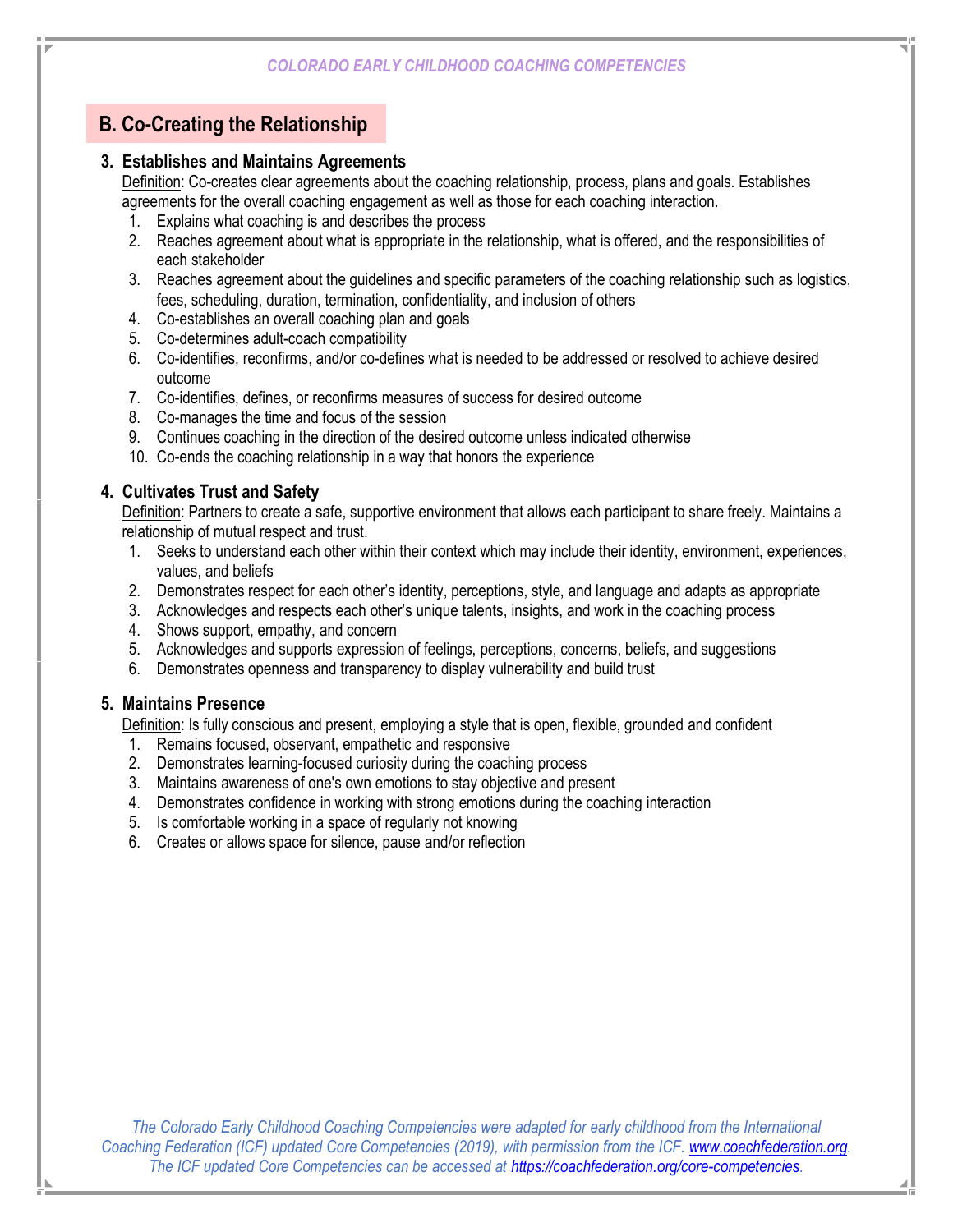## B. Co-Creating the Relationship

### 3. Establishes and Maintains Agreements

Definition: Co-creates clear agreements about the coaching relationship, process, plans and goals. Establishes agreements for the overall coaching engagement as well as those for each coaching interaction.

1. Explains what coaching is and describes the process
2. Reaches agreement about what is appropriate in the relationship, what is offered, and the responsibilities of each stakeholder
3. Reaches agreement about the guidelines and specific parameters of the coaching relationship such as logistics, fees, scheduling, duration, termination, confidentiality, and inclusion of others
4. Co-establishes an overall coaching plan and goals
5. Co-determines adult-coach compatibility
6. Co-identifies, reconfirms, and/or co-defines what is needed to be addressed or resolved to achieve desired outcome
7. Co-identifies, defines, or reconfirms measures of success for desired outcome
8. Co-manages the time and focus of the session
9. Continues coaching in the direction of the desired outcome unless indicated otherwise
10. Co-ends the coaching relationship in a way that honors the experience

### 4. Cultivates Trust and Safety

Definition: Partners to create a safe, supportive environment that allows each participant to share freely. Maintains a relationship of mutual respect and trust.

1. Seeks to understand each other within their context which may include their identity, environment, experiences, values, and beliefs
2. Demonstrates respect for each other's identity, perceptions, style, and language and adapts as appropriate
3. Acknowledges and respects each other's unique talents, insights, and work in the coaching process
4. Shows support, empathy, and concern
5. Acknowledges and supports expression of feelings, perceptions, concerns, beliefs, and suggestions
6. Demonstrates openness and transparency to display vulnerability and build trust

### 5. Maintains Presence

Definition: Is fully conscious and present, employing a style that is open, flexible, grounded and confident

1. Remains focused, observant, empathetic and responsive
2. Demonstrates learning-focused curiosity during the coaching process
3. Maintains awareness of one's own emotions to stay objective and present
4. Demonstrates confidence in working with strong emotions during the coaching interaction
5. Is comfortable working in a space of regularly not knowing
6. Creates or allows space for silence, pause and/or reflection

*The Colorado Early Childhood Coaching Competencies were adapted for early childhood from the International Coaching Federation (ICF) updated Core Competencies (2019), with permission from the ICF. [www.coachfederation.org](www.coachfederation.org). The ICF updated Core Competencies can be accessed at [https://coachfederation.org/core-competencies](https://coachfederation.org/core-competencies).*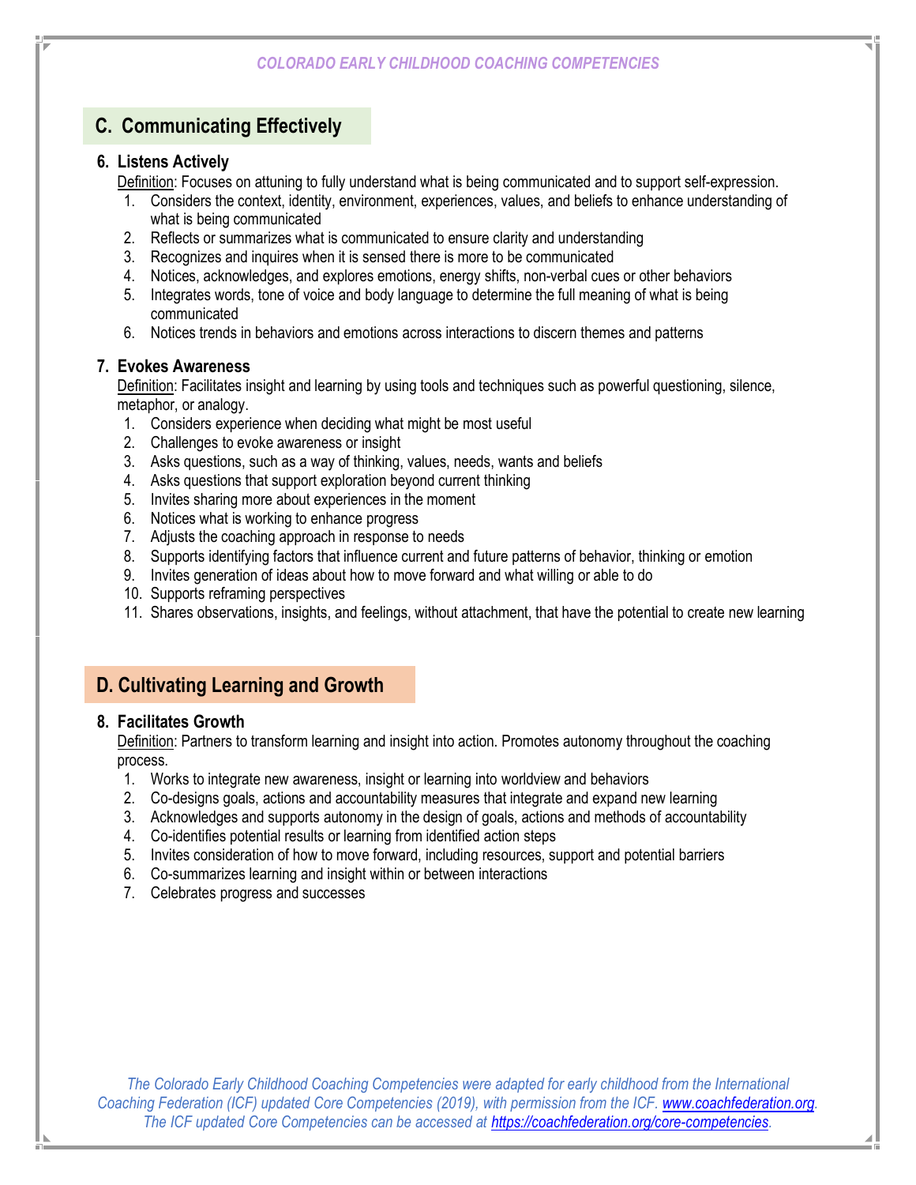## C. Communicating Effectively

### 6. Listens Actively

Definition: Focuses on attuning to fully understand what is being communicated and to support self-expression.

1. Considers the context, identity, environment, experiences, values, and beliefs to enhance understanding of what is being communicated
2. Reflects or summarizes what is communicated to ensure clarity and understanding
3. Recognizes and inquires when it is sensed there is more to be communicated
4. Notices, acknowledges, and explores emotions, energy shifts, non-verbal cues or other behaviors
5. Integrates words, tone of voice and body language to determine the full meaning of what is being communicated
6. Notices trends in behaviors and emotions across interactions to discern themes and patterns

### 7. Evokes Awareness

Definition: Facilitates insight and learning by using tools and techniques such as powerful questioning, silence, metaphor, or analogy.

1. Considers experience when deciding what might be most useful
2. Challenges to evoke awareness or insight
3. Asks questions, such as a way of thinking, values, needs, wants and beliefs
4. Asks questions that support exploration beyond current thinking
5. Invites sharing more about experiences in the moment
6. Notices what is working to enhance progress
7. Adjusts the coaching approach in response to needs
8. Supports identifying factors that influence current and future patterns of behavior, thinking or emotion
9. Invites generation of ideas about how to move forward and what willing or able to do
10. Supports reframing perspectives
11. Shares observations, insights, and feelings, without attachment, that have the potential to create new learning

## D. Cultivating Learning and Growth

### 8. Facilitates Growth

Definition: Partners to transform learning and insight into action. Promotes autonomy throughout the coaching process.

1. Works to integrate new awareness, insight or learning into worldview and behaviors
2. Co-designs goals, actions and accountability measures that integrate and expand new learning
3. Acknowledges and supports autonomy in the design of goals, actions and methods of accountability
4. Co-identifies potential results or learning from identified action steps
5. Invites consideration of how to move forward, including resources, support and potential barriers
6. Co-summarizes learning and insight within or between interactions
7. Celebrates progress and successes

*The Colorado Early Childhood Coaching Competencies were adapted for early childhood from the International Coaching Federation (ICF) updated Core Competencies (2019), with permission from the ICF. [www.coachfederation.org](www.coachfederation.org). The ICF updated Core Competencies can be accessed at [https://coachfederation.org/core-competencies](https://coachfederation.org/core-competencies).*